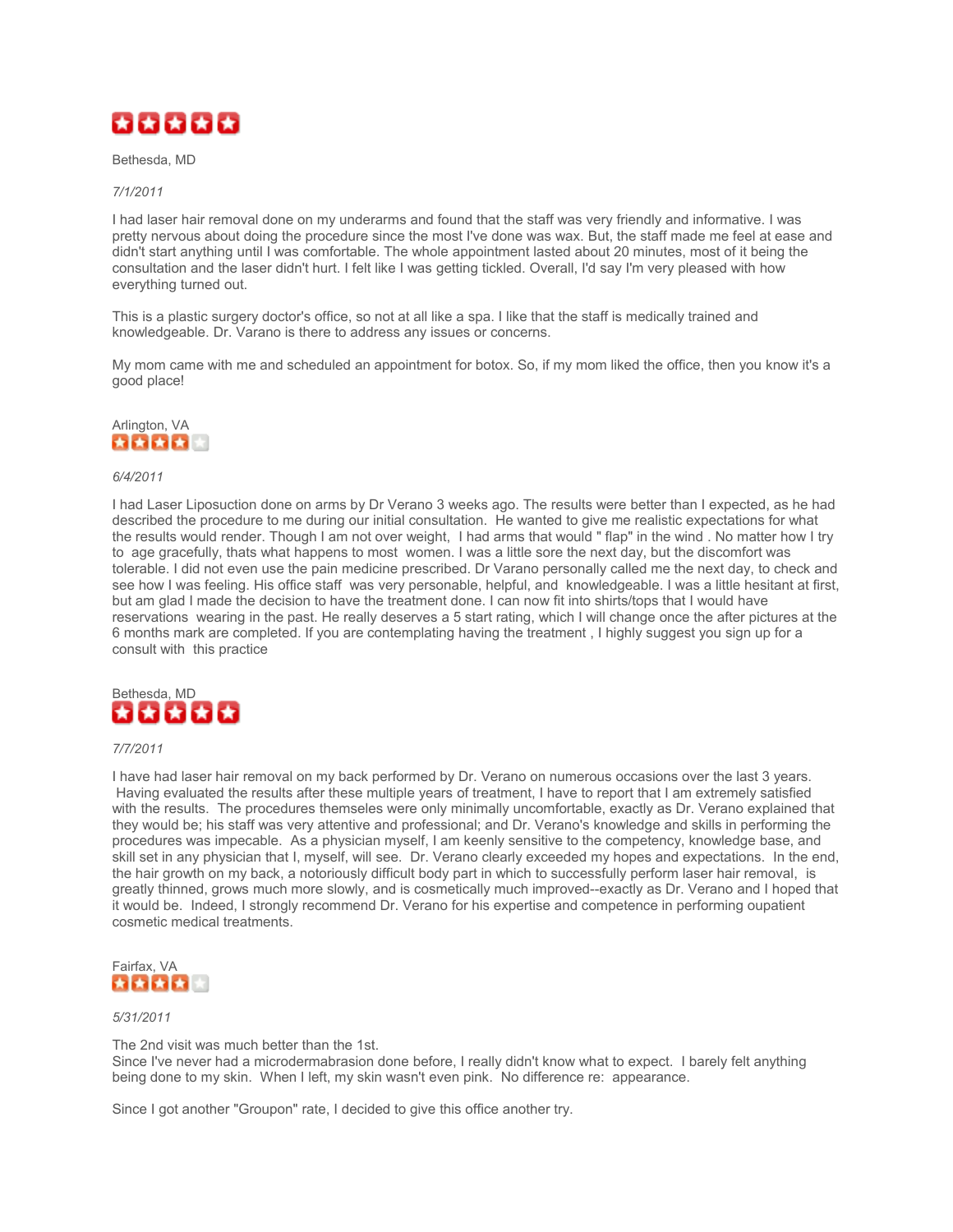Bethesda, MD

*7/1/2011*

I had laser hair removal done on my underarms and found that the staff was very friendly and informative. I was pretty nervous about doing the procedure since the most I've done was wax. But, the staff made me feel at ease and didn't start anything until I was comfortable. The whole appointment lasted about 20 minutes, most of it being the consultation and the laser didn't hurt. I felt like I was getting tickled. Overall, I'd say I'm very pleased with how everything turned out.

This is a plastic surgery doctor's office, so not at all like a spa. I like that the staff is medically trained and knowledgeable. Dr. Varano is there to address any issues or concerns.

My mom came with me and scheduled an appointment for botox. So, if my mom liked the office, then you know it's a good place!

Arlington, VA

*6/4/2011*

I had Laser Liposuction done on arms by Dr Verano 3 weeks ago. The results were better than I expected, as he had described the procedure to me during our initial consultation. He wanted to give me realistic expectations for what the results would render. Though I am not over weight, I had arms that would " flap" in the wind . No matter how I try to age gracefully, thats what happens to most women. I was a little sore the next day, but the discomfort was tolerable. I did not even use the pain medicine prescribed. Dr Varano personally called me the next day, to check and see how I was feeling. His office staff was very personable, helpful, and knowledgeable. I was a little hesitant at first, but am glad I made the decision to have the treatment done. I can now fit into shirts/tops that I would have reservations wearing in the past. He really deserves a 5 start rating, which I will change once the after pictures at the 6 months mark are completed. If you are contemplating having the treatment , I highly suggest you sign up for a consult with this practice

Bethesda, MD

*7/7/2011*

I have had laser hair removal on my back performed by Dr. Verano on numerous occasions over the last 3 years. Having evaluated the results after these multiple years of treatment, I have to report that I am extremely satisfied with the results. The procedures themseles were only minimally uncomfortable, exactly as Dr. Verano explained that they would be; his staff was very attentive and professional; and Dr. Verano's knowledge and skills in performing the procedures was impecable. As a physician myself, I am keenly sensitive to the competency, knowledge base, and skill set in any physician that I, myself, will see. Dr. Verano clearly exceeded my hopes and expectations. In the end, the hair growth on my back, a notoriously difficult body part in which to successfully perform laser hair removal, is greatly thinned, grows much more slowly, and is cosmetically much improved--exactly as Dr. Verano and I hoped that it would be. Indeed, I strongly recommend Dr. Verano for his expertise and competence in performing oupatient cosmetic medical treatments.

Fairfax, VA

*5/31/2011*

The 2nd visit was much better than the 1st.
Since I've never had a microdermabrasion done before, I really didn't know what to expect. I barely felt anything being done to my skin. When I left, my skin wasn't even pink. No difference re: appearance.

Since I got another "Groupon" rate, I decided to give this office another try.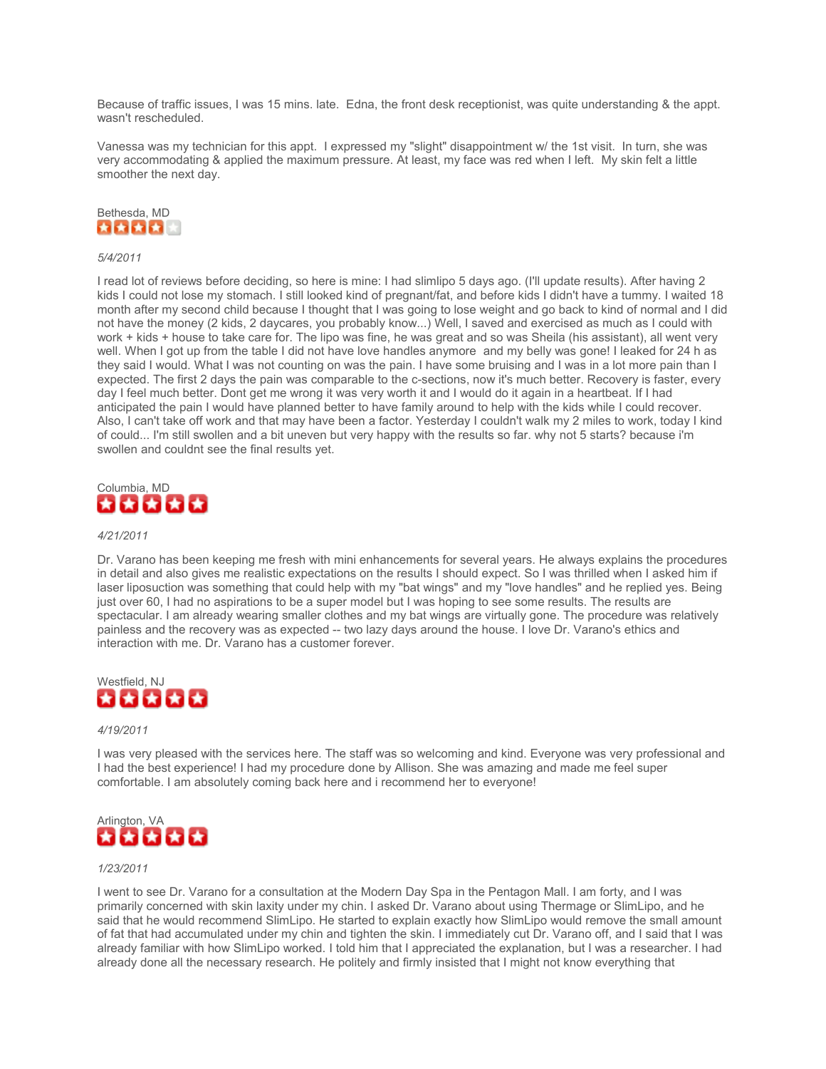Because of traffic issues, I was 15 mins. late. Edna, the front desk receptionist, was quite understanding & the appt. wasn't rescheduled.

Vanessa was my technician for this appt. I expressed my "slight" disappointment w/ the 1st visit. In turn, she was very accommodating & applied the maximum pressure. At least, my face was red when I left. My skin felt a little smoother the next day.

Bethesda, MD

★★★★☆

*5/4/2011*

I read lot of reviews before deciding, so here is mine: I had slimlipo 5 days ago. (I'll update results). After having 2 kids I could not lose my stomach. I still looked kind of pregnant/fat, and before kids I didn't have a tummy. I waited 18 month after my second child because I thought that I was going to lose weight and go back to kind of normal and I did not have the money (2 kids, 2 daycares, you probably know...) Well, I saved and exercised as much as I could with work + kids + house to take care for. The lipo was fine, he was great and so was Sheila (his assistant), all went very well. When I got up from the table I did not have love handles anymore and my belly was gone! I leaked for 24 h as they said I would. What I was not counting on was the pain. I have some bruising and I was in a lot more pain than I expected. The first 2 days the pain was comparable to the c-sections, now it's much better. Recovery is faster, every day I feel much better. Dont get me wrong it was very worth it and I would do it again in a heartbeat. If I had anticipated the pain I would have planned better to have family around to help with the kids while I could recover. Also, I can't take off work and that may have been a factor. Yesterday I couldn't walk my 2 miles to work, today I kind of could... I'm still swollen and a bit uneven but very happy with the results so far. why not 5 starts? because i'm swollen and couldnt see the final results yet.

Columbia, MD

★★★★★

*4/21/2011*

Dr. Varano has been keeping me fresh with mini enhancements for several years. He always explains the procedures in detail and also gives me realistic expectations on the results I should expect. So I was thrilled when I asked him if laser liposuction was something that could help with my "bat wings" and my "love handles" and he replied yes. Being just over 60, I had no aspirations to be a super model but I was hoping to see some results. The results are spectacular. I am already wearing smaller clothes and my bat wings are virtually gone. The procedure was relatively painless and the recovery was as expected -- two lazy days around the house. I love Dr. Varano's ethics and interaction with me. Dr. Varano has a customer forever.

Westfield, NJ

★★★★★

*4/19/2011*

I was very pleased with the services here. The staff was so welcoming and kind. Everyone was very professional and I had the best experience! I had my procedure done by Allison. She was amazing and made me feel super comfortable. I am absolutely coming back here and i recommend her to everyone!

Arlington, VA

★★★★★

*1/23/2011*

I went to see Dr. Varano for a consultation at the Modern Day Spa in the Pentagon Mall. I am forty, and I was primarily concerned with skin laxity under my chin. I asked Dr. Varano about using Thermage or SlimLipo, and he said that he would recommend SlimLipo. He started to explain exactly how SlimLipo would remove the small amount of fat that had accumulated under my chin and tighten the skin. I immediately cut Dr. Varano off, and I said that I was already familiar with how SlimLipo worked. I told him that I appreciated the explanation, but I was a researcher. I had already done all the necessary research. He politely and firmly insisted that I might not know everything that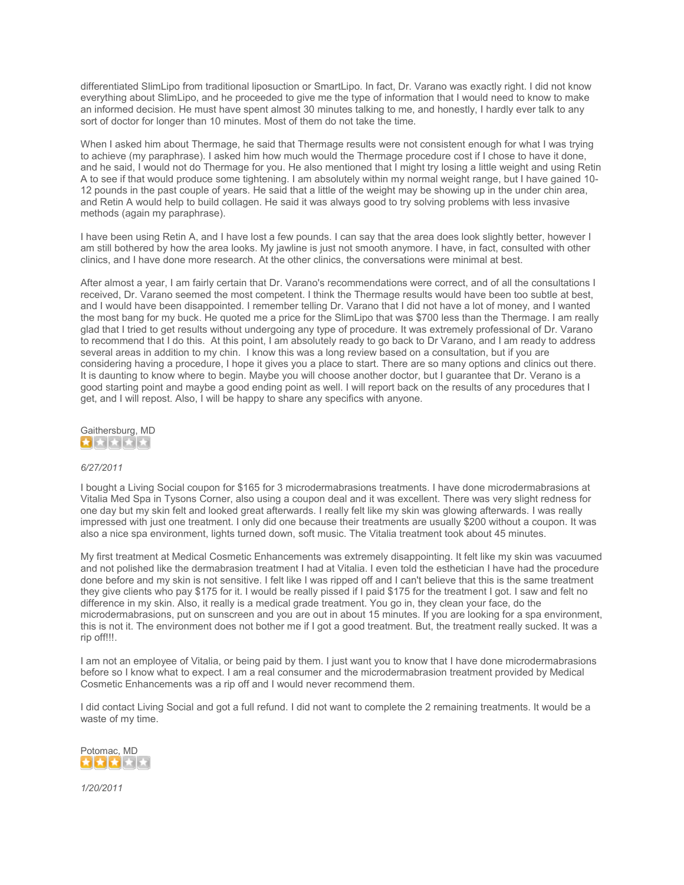differentiated SlimLipo from traditional liposuction or SmartLipo. In fact, Dr. Varano was exactly right. I did not know everything about SlimLipo, and he proceeded to give me the type of information that I would need to know to make an informed decision. He must have spent almost 30 minutes talking to me, and honestly, I hardly ever talk to any sort of doctor for longer than 10 minutes. Most of them do not take the time.

When I asked him about Thermage, he said that Thermage results were not consistent enough for what I was trying to achieve (my paraphrase). I asked him how much would the Thermage procedure cost if I chose to have it done, and he said, I would not do Thermage for you. He also mentioned that I might try losing a little weight and using Retin A to see if that would produce some tightening. I am absolutely within my normal weight range, but I have gained 10-12 pounds in the past couple of years. He said that a little of the weight may be showing up in the under chin area, and Retin A would help to build collagen. He said it was always good to try solving problems with less invasive methods (again my paraphrase).

I have been using Retin A, and I have lost a few pounds. I can say that the area does look slightly better, however I am still bothered by how the area looks. My jawline is just not smooth anymore. I have, in fact, consulted with other clinics, and I have done more research. At the other clinics, the conversations were minimal at best.

After almost a year, I am fairly certain that Dr. Varano's recommendations were correct, and of all the consultations I received, Dr. Varano seemed the most competent. I think the Thermage results would have been too subtle at best, and I would have been disappointed. I remember telling Dr. Varano that I did not have a lot of money, and I wanted the most bang for my buck. He quoted me a price for the SlimLipo that was $700 less than the Thermage. I am really glad that I tried to get results without undergoing any type of procedure. It was extremely professional of Dr. Varano to recommend that I do this. At this point, I am absolutely ready to go back to Dr Varano, and I am ready to address several areas in addition to my chin. I know this was a long review based on a consultation, but if you are considering having a procedure, I hope it gives you a place to start. There are so many options and clinics out there. It is daunting to know where to begin. Maybe you will choose another doctor, but I guarantee that Dr. Verano is a good starting point and maybe a good ending point as well. I will report back on the results of any procedures that I get, and I will repost. Also, I will be happy to share any specifics with anyone.

Gaithersburg, MD

*6/27/2011*

I bought a Living Social coupon for $165 for 3 microdermabrasions treatments. I have done microdermabrasions at Vitalia Med Spa in Tysons Corner, also using a coupon deal and it was excellent. There was very slight redness for one day but my skin felt and looked great afterwards. I really felt like my skin was glowing afterwards. I was really impressed with just one treatment. I only did one because their treatments are usually $200 without a coupon. It was also a nice spa environment, lights turned down, soft music. The Vitalia treatment took about 45 minutes.

My first treatment at Medical Cosmetic Enhancements was extremely disappointing. It felt like my skin was vacuumed and not polished like the dermabrasion treatment I had at Vitalia. I even told the esthetician I have had the procedure done before and my skin is not sensitive. I felt like I was ripped off and I can't believe that this is the same treatment they give clients who pay $175 for it. I would be really pissed if I paid $175 for the treatment I got. I saw and felt no difference in my skin. Also, it really is a medical grade treatment. You go in, they clean your face, do the microdermabrasions, put on sunscreen and you are out in about 15 minutes. If you are looking for a spa environment, this is not it. The environment does not bother me if I got a good treatment. But, the treatment really sucked. It was a rip off!!!.

I am not an employee of Vitalia, or being paid by them. I just want you to know that I have done microdermabrasions before so I know what to expect. I am a real consumer and the microdermabrasion treatment provided by Medical Cosmetic Enhancements was a rip off and I would never recommend them.

I did contact Living Social and got a full refund. I did not want to complete the 2 remaining treatments. It would be a waste of my time.

Potomac, MD

*1/20/2011*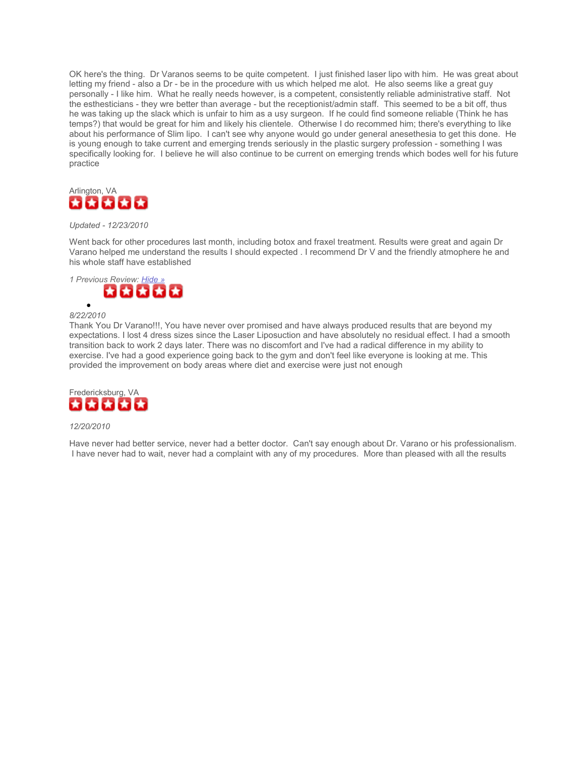OK here's the thing.  Dr Varanos seems to be quite competent.  I just finished laser lipo with him.  He was great about letting my friend - also a Dr - be in the procedure with us which helped me alot.  He also seems like a great guy personally - I like him.  What he really needs however, is a competent, consistently reliable administrative staff.  Not the esthesticians - they wre better than average - but the receptionist/admin staff.  This seemed to be a bit off, thus he was taking up the slack which is unfair to him as a usy surgeon.  If he could find someone reliable (Think he has temps?) that would be great for him and likely his clientele.  Otherwise I do recommed him; there's everything to like about his performance of Slim lipo.  I can't see why anyone would go under general anesethesia to get this done.  He is young enough to take current and emerging trends seriously in the plastic surgery profession - something I was specifically looking for.  I believe he will also continue to be current on emerging trends which bodes well for his future practice

Arlington, VA

*Updated - 12/23/2010*

Went back for other procedures last month, including botox and fraxel treatment. Results were great and again Dr Varano helped me understand the results I should expected . I recommend Dr V and the friendly atmophere he and his whole staff have established

*1 Previous Review: Hide »*

- *8/22/2010*

Thank You Dr Varano!!!, You have never over promised and have always produced results that are beyond my expectations. I lost 4 dress sizes since the Laser Liposuction and have absolutely no residual effect. I had a smooth transition back to work 2 days later. There was no discomfort and I've had a radical difference in my ability to exercise. I've had a good experience going back to the gym and don't feel like everyone is looking at me. This provided the improvement on body areas where diet and exercise were just not enough

Fredericksburg, VA

*12/20/2010*

Have never had better service, never had a better doctor.  Can't say enough about Dr. Varano or his professionalism. I have never had to wait, never had a complaint with any of my procedures.  More than pleased with all the results